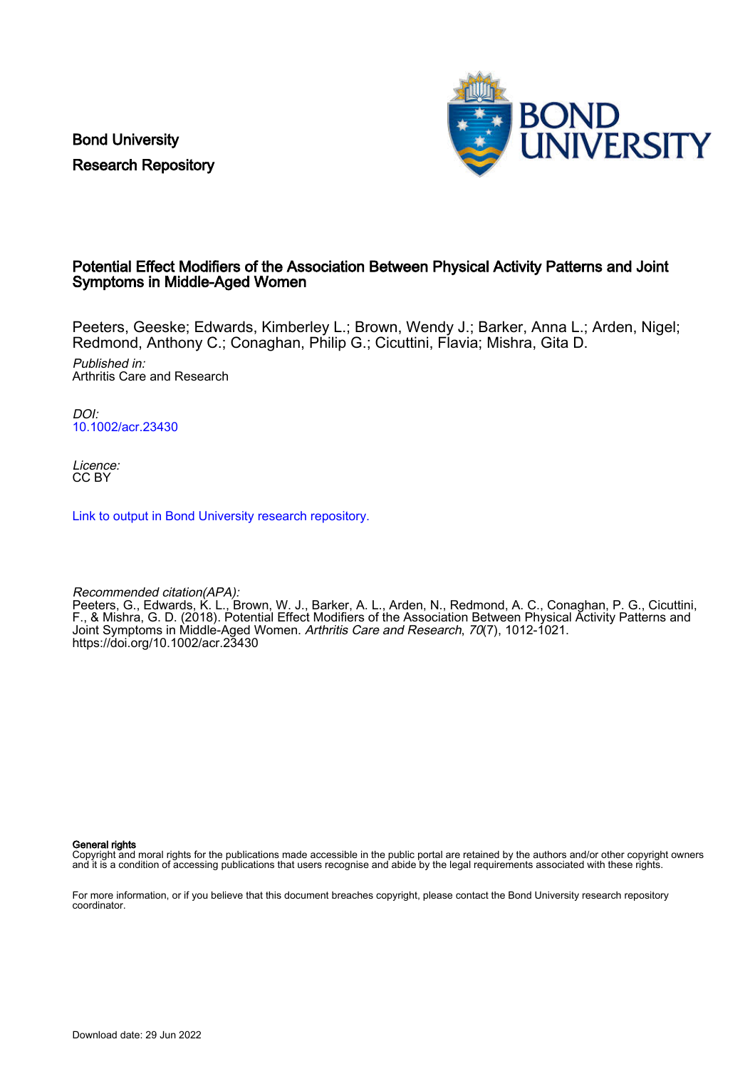Bond University

Research Repository

# Potential Effect Modifiers of the Association Between Physical Activity Patterns and Joint Symptoms in Middle-Aged Women

Peeters, Geeske; Edwards, Kimberley L.; Brown, Wendy J.; Barker, Anna L.; Arden, Nigel; Redmond, Anthony C.; Conaghan, Philip G.; Cicuttini, Flavia; Mishra, Gita D.

*Published in:*
Arthritis Care and Research

*DOI:*
10.1002/acr.23430

*Licence:*
CC BY

Link to output in Bond University research repository.

*Recommended citation(APA):*
Peeters, G., Edwards, K. L., Brown, W. J., Barker, A. L., Arden, N., Redmond, A. C., Conaghan, P. G., Cicuttini, F., & Mishra, G. D. (2018). Potential Effect Modifiers of the Association Between Physical Activity Patterns and Joint Symptoms in Middle-Aged Women. *Arthritis Care and Research*, *70*(7), 1012-1021. https://doi.org/10.1002/acr.23430

**General rights**
Copyright and moral rights for the publications made accessible in the public portal are retained by the authors and/or other copyright owners and it is a condition of accessing publications that users recognise and abide by the legal requirements associated with these rights.

For more information, or if you believe that this document breaches copyright, please contact the Bond University research repository coordinator.

Download date: 29 Jun 2022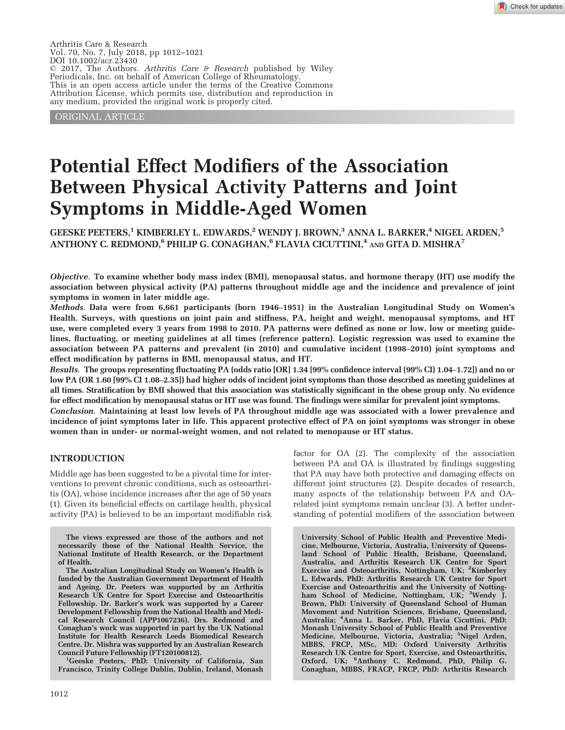Arthritis Care & Research
Vol. 70, No. 7, July 2018, pp 1012–1021
DOI 10.1002/acr.23430
© 2017, The Authors. *Arthritis Care & Research* published by Wiley Periodicals, Inc. on behalf of American College of Rheumatology.
This is an open access article under the terms of the Creative Commons Attribution License, which permits use, distribution and reproduction in any medium, provided the original work is properly cited.

ORIGINAL ARTICLE

# Potential Effect Modifiers of the Association Between Physical Activity Patterns and Joint Symptoms in Middle-Aged Women

**GEESKE PEETERS,[1] KIMBERLEY L. EDWARDS,[2] WENDY J. BROWN,[3] ANNA L. BARKER,[4] NIGEL ARDEN,[5] ANTHONY C. REDMOND,[6] PHILIP G. CONAGHAN,[6] FLAVIA CICUTTINI,[4] AND GITA D. MISHRA[7]**

***Objective*. To examine whether body mass index (BMI), menopausal status, and hormone therapy (HT) use modify the association between physical activity (PA) patterns throughout middle age and the incidence and prevalence of joint symptoms in women in later middle age.**

***Methods*. Data were from 6,661 participants (born 1946–1951) in the Australian Longitudinal Study on Women's Health. Surveys, with questions on joint pain and stiffness, PA, height and weight, menopausal symptoms, and HT use, were completed every 3 years from 1998 to 2010. PA patterns were defined as none or low, low or meeting guidelines, fluctuating, or meeting guidelines at all times (reference pattern). Logistic regression was used to examine the association between PA patterns and prevalent (in 2010) and cumulative incident (1998–2010) joint symptoms and effect modification by patterns in BMI, menopausal status, and HT.**

***Results*. The groups representing fluctuating PA (odds ratio [OR] 1.34 [99% confidence interval (99% CI) 1.04–1.72]) and no or low PA (OR 1.60 [99% CI 1.08–2.35]) had higher odds of incident joint symptoms than those described as meeting guidelines at all times. Stratification by BMI showed that this association was statistically significant in the obese group only. No evidence for effect modification by menopausal status or HT use was found. The findings were similar for prevalent joint symptoms.**

***Conclusion*. Maintaining at least low levels of PA throughout middle age was associated with a lower prevalence and incidence of joint symptoms later in life. This apparent protective effect of PA on joint symptoms was stronger in obese women than in under- or normal-weight women, and not related to menopause or HT status.**

## INTRODUCTION

Middle age has been suggested to be a pivotal time for interventions to prevent chronic conditions, such as osteoarthritis (OA), whose incidence increases after the age of 50 years (1). Given its beneficial effects on cartilage health, physical activity (PA) is believed to be an important modifiable risk factor for OA (2). The complexity of the association between PA and OA is illustrated by findings suggesting that PA may have both protective and damaging effects on different joint structures (2). Despite decades of research, many aspects of the relationship between PA and OA-related joint symptoms remain unclear (3). A better understanding of potential modifiers of the association between

The views expressed are those of the authors and not necessarily those of the National Health Service, the National Institute of Health Research, or the Department of Health.

The Australian Longitudinal Study on Women's Health is funded by the Australian Government Department of Health and Ageing. Dr. Peeters was supported by an Arthritis Research UK Centre for Sport Exercise and Osteoarthritis Fellowship. Dr. Barker's work was supported by a Career Development Fellowship from the National Health and Medical Research Council (APP1067236). Drs. Redmond and Conaghan's work was supported in part by the UK National Institute for Health Research Leeds Biomedical Research Centre. Dr. Mishra was supported by an Australian Research Council Future Fellowship (FT120100812).

[1]Geeske Peeters, PhD: University of California, San Francisco, Trinity College Dublin, Dublin, Ireland, Monash University School of Public Health and Preventive Medicine, Melbourne, Victoria, Australia, University of Queensland School of Public Health, Brisbane, Queensland, Australia, and Arthritis Research UK Centre for Sport Exercise and Osteoarthritis, Nottingham, UK; [2]Kimberley L. Edwards, PhD: Arthritis Research UK Centre for Sport Exercise and Osteoarthritis and the University of Nottingham School of Medicine, Nottingham, UK; [3]Wendy J. Brown, PhD: University of Queensland School of Human Movement and Nutrition Sciences, Brisbane, Queensland, Australia; [4]Anna L. Barker, PhD, Flavia Cicuttini, PhD: Monash University School of Public Health and Preventive Medicine, Melbourne, Victoria, Australia; [5]Nigel Arden, MBBS, FRCP, MSc, MD: Oxford University Arthritis Research UK Centre for Sport, Exercise, and Osteoarthritis, Oxford, UK; [6]Anthony C. Redmond, PhD, Philip G. Conaghan, MBBS, FRACP, FRCP, PhD: Arthritis Research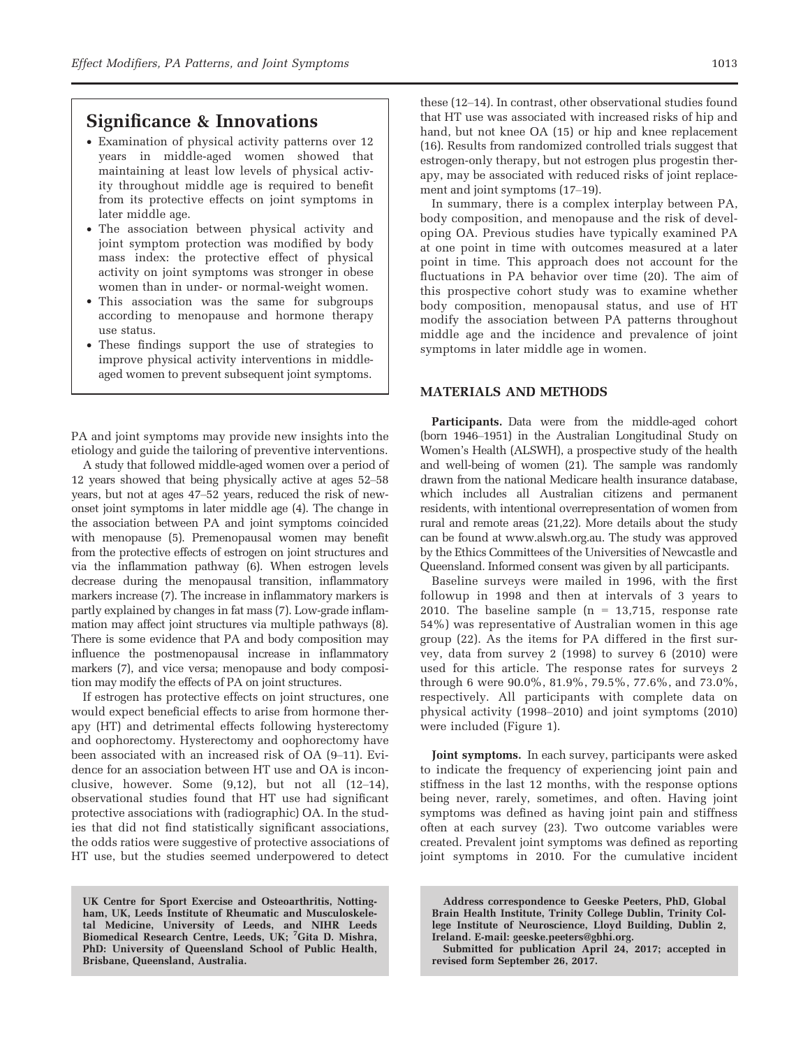## Significance & Innovations

- Examination of physical activity patterns over 12 years in middle-aged women showed that maintaining at least low levels of physical activity throughout middle age is required to benefit from its protective effects on joint symptoms in later middle age.
- The association between physical activity and joint symptom protection was modified by body mass index: the protective effect of physical activity on joint symptoms was stronger in obese women than in under- or normal-weight women.
- This association was the same for subgroups according to menopause and hormone therapy use status.
- These findings support the use of strategies to improve physical activity interventions in middle-aged women to prevent subsequent joint symptoms.

PA and joint symptoms may provide new insights into the etiology and guide the tailoring of preventive interventions.

A study that followed middle-aged women over a period of 12 years showed that being physically active at ages 52–58 years, but not at ages 47–52 years, reduced the risk of new-onset joint symptoms in later middle age (4). The change in the association between PA and joint symptoms coincided with menopause (5). Premenopausal women may benefit from the protective effects of estrogen on joint structures and via the inflammation pathway (6). When estrogen levels decrease during the menopausal transition, inflammatory markers increase (7). The increase in inflammatory markers is partly explained by changes in fat mass (7). Low-grade inflammation may affect joint structures via multiple pathways (8). There is some evidence that PA and body composition may influence the postmenopausal increase in inflammatory markers (7), and vice versa; menopause and body composition may modify the effects of PA on joint structures.

If estrogen has protective effects on joint structures, one would expect beneficial effects to arise from hormone therapy (HT) and detrimental effects following hysterectomy and oophorectomy. Hysterectomy and oophorectomy have been associated with an increased risk of OA (9–11). Evidence for an association between HT use and OA is inconclusive, however. Some (9,12), but not all (12–14), observational studies found that HT use had significant protective associations with (radiographic) OA. In the studies that did not find statistically significant associations, the odds ratios were suggestive of protective associations of HT use, but the studies seemed underpowered to detect these (12–14). In contrast, other observational studies found that HT use was associated with increased risks of hip and hand, but not knee OA (15) or hip and knee replacement (16). Results from randomized controlled trials suggest that estrogen-only therapy, but not estrogen plus progestin therapy, may be associated with reduced risks of joint replacement and joint symptoms (17–19).

In summary, there is a complex interplay between PA, body composition, and menopause and the risk of developing OA. Previous studies have typically examined PA at one point in time with outcomes measured at a later point in time. This approach does not account for the fluctuations in PA behavior over time (20). The aim of this prospective cohort study was to examine whether body composition, menopausal status, and use of HT modify the association between PA patterns throughout middle age and the incidence and prevalence of joint symptoms in later middle age in women.

## MATERIALS AND METHODS

**Participants.** Data were from the middle-aged cohort (born 1946–1951) in the Australian Longitudinal Study on Women's Health (ALSWH), a prospective study of the health and well-being of women (21). The sample was randomly drawn from the national Medicare health insurance database, which includes all Australian citizens and permanent residents, with intentional overrepresentation of women from rural and remote areas (21,22). More details about the study can be found at www.alswh.org.au. The study was approved by the Ethics Committees of the Universities of Newcastle and Queensland. Informed consent was given by all participants.

Baseline surveys were mailed in 1996, with the first followup in 1998 and then at intervals of 3 years to 2010. The baseline sample (n = 13,715, response rate 54%) was representative of Australian women in this age group (22). As the items for PA differed in the first survey, data from survey 2 (1998) to survey 6 (2010) were used for this article. The response rates for surveys 2 through 6 were 90.0%, 81.9%, 79.5%, 77.6%, and 73.0%, respectively. All participants with complete data on physical activity (1998–2010) and joint symptoms (2010) were included (Figure 1).

**Joint symptoms.** In each survey, participants were asked to indicate the frequency of experiencing joint pain and stiffness in the last 12 months, with the response options being never, rarely, sometimes, and often. Having joint symptoms was defined as having joint pain and stiffness often at each survey (23). Two outcome variables were created. Prevalent joint symptoms was defined as reporting joint symptoms in 2010. For the cumulative incident

**UK Centre for Sport Exercise and Osteoarthritis, Nottingham, UK, Leeds Institute of Rheumatic and Musculoskeletal Medicine, University of Leeds, and NIHR Leeds Biomedical Research Centre, Leeds, UK; [7]Gita D. Mishra, PhD: University of Queensland School of Public Health, Brisbane, Queensland, Australia.**

**Address correspondence to Geeske Peeters, PhD, Global Brain Health Institute, Trinity College Dublin, Trinity College Institute of Neuroscience, Lloyd Building, Dublin 2, Ireland. E-mail: geeske.peeters@gbhi.org.**

**Submitted for publication April 24, 2017; accepted in revised form September 26, 2017.**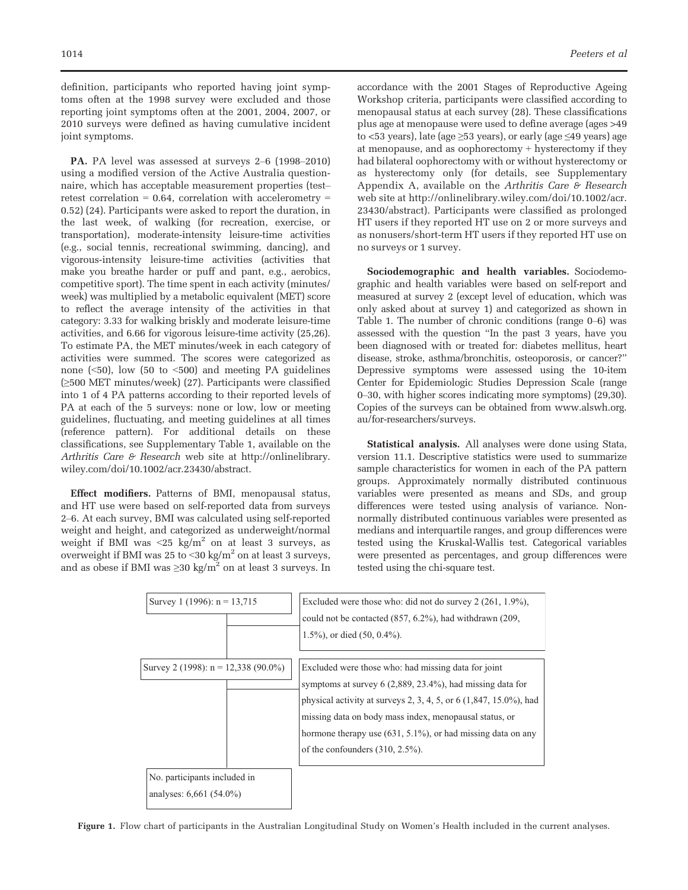definition, participants who reported having joint symptoms often at the 1998 survey were excluded and those reporting joint symptoms often at the 2001, 2004, 2007, or 2010 surveys were defined as having cumulative incident joint symptoms.

**PA.** PA level was assessed at surveys 2–6 (1998–2010) using a modified version of the Active Australia questionnaire, which has acceptable measurement properties (test–retest correlation = 0.64, correlation with accelerometry = 0.52) (24). Participants were asked to report the duration, in the last week, of walking (for recreation, exercise, or transportation), moderate-intensity leisure-time activities (e.g., social tennis, recreational swimming, dancing), and vigorous-intensity leisure-time activities (activities that make you breathe harder or puff and pant, e.g., aerobics, competitive sport). The time spent in each activity (minutes/week) was multiplied by a metabolic equivalent (MET) score to reflect the average intensity of the activities in that category: 3.33 for walking briskly and moderate leisure-time activities, and 6.66 for vigorous leisure-time activity (25,26). To estimate PA, the MET minutes/week in each category of activities were summed. The scores were categorized as none (<50), low (50 to <500) and meeting PA guidelines (≥500 MET minutes/week) (27). Participants were classified into 1 of 4 PA patterns according to their reported levels of PA at each of the 5 surveys: none or low, low or meeting guidelines, fluctuating, and meeting guidelines at all times (reference pattern). For additional details on these classifications, see Supplementary Table 1, available on the *Arthritis Care & Research* web site at http://onlinelibrary.wiley.com/doi/10.1002/acr.23430/abstract.

**Effect modifiers.** Patterns of BMI, menopausal status, and HT use were based on self-reported data from surveys 2–6. At each survey, BMI was calculated using self-reported weight and height, and categorized as underweight/normal weight if BMI was $<25$ kg/m$^2$ on at least 3 surveys, as overweight if BMI was 25 to $<30$ kg/m$^2$ on at least 3 surveys, and as obese if BMI was $\geq 30$ kg/m$^2$ on at least 3 surveys. In accordance with the 2001 Stages of Reproductive Ageing Workshop criteria, participants were classified according to menopausal status at each survey (28). These classifications plus age at menopause were used to define average (ages >49 to <53 years), late (age ≥53 years), or early (age ≤49 years) age at menopause, and as oophorectomy + hysterectomy if they had bilateral oophorectomy with or without hysterectomy or as hysterectomy only (for details, see Supplementary Appendix A, available on the *Arthritis Care & Research* web site at http://onlinelibrary.wiley.com/doi/10.1002/acr.23430/abstract). Participants were classified as prolonged HT users if they reported HT use on 2 or more surveys and as nonusers/short-term HT users if they reported HT use on no surveys or 1 survey.

**Sociodemographic and health variables.** Sociodemographic and health variables were based on self-report and measured at survey 2 (except level of education, which was only asked about at survey 1) and categorized as shown in Table 1. The number of chronic conditions (range 0–6) was assessed with the question "In the past 3 years, have you been diagnosed with or treated for: diabetes mellitus, heart disease, stroke, asthma/bronchitis, osteoporosis, or cancer?" Depressive symptoms were assessed using the 10-item Center for Epidemiologic Studies Depression Scale (range 0–30, with higher scores indicating more symptoms) (29,30). Copies of the surveys can be obtained from www.alswh.org.au/for-researchers/surveys.

**Statistical analysis.** All analyses were done using Stata, version 11.1. Descriptive statistics were used to summarize sample characteristics for women in each of the PA pattern groups. Approximately normally distributed continuous variables were presented as means and SDs, and group differences were tested using analysis of variance. Nonnormally distributed continuous variables were presented as medians and interquartile ranges, and group differences were tested using the Kruskal-Wallis test. Categorical variables were presented as percentages, and group differences were tested using the chi-square test.

Survey 1 (1996): n = 13,715

Excluded were those who: did not do survey 2 (261, 1.9%), could not be contacted (857, 6.2%), had withdrawn (209, 1.5%), or died (50, 0.4%).

Survey 2 (1998): n = 12,338 (90.0%)

Excluded were those who: had missing data for joint symptoms at survey 6 (2,889, 23.4%), had missing data for physical activity at surveys 2, 3, 4, 5, or 6 (1,847, 15.0%), had missing data on body mass index, menopausal status, or hormone therapy use (631, 5.1%), or had missing data on any of the confounders (310, 2.5%).

No. participants included in analyses: 6,661 (54.0%)

**Figure 1.** Flow chart of participants in the Australian Longitudinal Study on Women's Health included in the current analyses.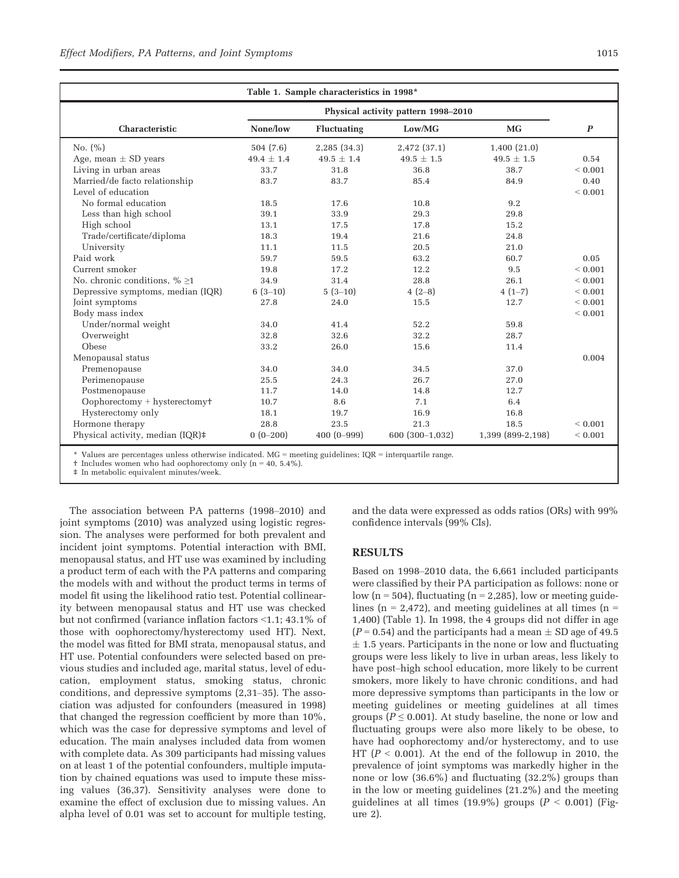**Table 1. Sample characteristics in 1998***

| Characteristic | Physical activity pattern 1998–2010 | | | | *P* |
|---|---|---|---|---|---|
| | None/low | Fluctuating | Low/MG | MG | |
| No. (%) | 504 (7.6) | 2,285 (34.3) | 2,472 (37.1) | 1,400 (21.0) | |
| Age, mean ± SD years | 49.4 ± 1.4 | 49.5 ± 1.4 | 49.5 ± 1.5 | 49.5 ± 1.5 | 0.54 |
| Living in urban areas | 33.7 | 31.8 | 36.8 | 38.7 | < 0.001 |
| Married/de facto relationship | 83.7 | 83.7 | 85.4 | 84.9 | 0.40 |
| Level of education | | | | | < 0.001 |
| No formal education | 18.5 | 17.6 | 10.8 | 9.2 | |
| Less than high school | 39.1 | 33.9 | 29.3 | 29.8 | |
| High school | 13.1 | 17.5 | 17.8 | 15.2 | |
| Trade/certificate/diploma | 18.3 | 19.4 | 21.6 | 24.8 | |
| University | 11.1 | 11.5 | 20.5 | 21.0 | |
| Paid work | 59.7 | 59.5 | 63.2 | 60.7 | 0.05 |
| Current smoker | 19.8 | 17.2 | 12.2 | 9.5 | < 0.001 |
| No. chronic conditions, % ≥1 | 34.9 | 31.4 | 28.8 | 26.1 | < 0.001 |
| Depressive symptoms, median (IQR) | 6 (3–10) | 5 (3–10) | 4 (2–8) | 4 (1–7) | < 0.001 |
| Joint symptoms | 27.8 | 24.0 | 15.5 | 12.7 | < 0.001 |
| Body mass index | | | | | < 0.001 |
| Under/normal weight | 34.0 | 41.4 | 52.2 | 59.8 | |
| Overweight | 32.8 | 32.6 | 32.2 | 28.7 | |
| Obese | 33.2 | 26.0 | 15.6 | 11.4 | |
| Menopausal status | | | | | 0.004 |
| Premenopause | 34.0 | 34.0 | 34.5 | 37.0 | |
| Perimenopause | 25.5 | 24.3 | 26.7 | 27.0 | |
| Postmenopause | 11.7 | 14.0 | 14.8 | 12.7 | |
| Oophorectomy + hysterectomy† | 10.7 | 8.6 | 7.1 | 6.4 | |
| Hysterectomy only | 18.1 | 19.7 | 16.9 | 16.8 | |
| Hormone therapy | 28.8 | 23.5 | 21.3 | 18.5 | < 0.001 |
| Physical activity, median (IQR)‡ | 0 (0–200) | 400 (0–999) | 600 (300–1,032) | 1,399 (899-2,198) | < 0.001 |

* Values are percentages unless otherwise indicated. MG = meeting guidelines; IQR = interquartile range.
† Includes women who had oophorectomy only (n = 40, 5.4%).
‡ In metabolic equivalent minutes/week.

The association between PA patterns (1998–2010) and joint symptoms (2010) was analyzed using logistic regression. The analyses were performed for both prevalent and incident joint symptoms. Potential interaction with BMI, menopausal status, and HT use was examined by including a product term of each with the PA patterns and comparing the models with and without the product terms in terms of model fit using the likelihood ratio test. Potential collinearity between menopausal status and HT use was checked but not confirmed (variance inflation factors <1.1; 43.1% of those with oophorectomy/hysterectomy used HT). Next, the model was fitted for BMI strata, menopausal status, and HT use. Potential confounders were selected based on previous studies and included age, marital status, level of education, employment status, smoking status, chronic conditions, and depressive symptoms (2,31–35). The association was adjusted for confounders (measured in 1998) that changed the regression coefficient by more than 10%, which was the case for depressive symptoms and level of education. The main analyses included data from women with complete data. As 309 participants had missing values on at least 1 of the potential confounders, multiple imputation by chained equations was used to impute these missing values (36,37). Sensitivity analyses were done to examine the effect of exclusion due to missing values. An alpha level of 0.01 was set to account for multiple testing, and the data were expressed as odds ratios (ORs) with 99% confidence intervals (99% CIs).

## RESULTS

Based on 1998–2010 data, the 6,661 included participants were classified by their PA participation as follows: none or low (n = 504), fluctuating (n = 2,285), low or meeting guidelines (n = 2,472), and meeting guidelines at all times (n = 1,400) (Table 1). In 1998, the 4 groups did not differ in age ($P = 0.54$) and the participants had a mean ± SD age of 49.5 ± 1.5 years. Participants in the none or low and fluctuating groups were less likely to live in urban areas, less likely to have post–high school education, more likely to be current smokers, more likely to have chronic conditions, and had more depressive symptoms than participants in the low or meeting guidelines or meeting guidelines at all times groups ($P \leq 0.001$). At study baseline, the none or low and fluctuating groups were also more likely to be obese, to have had oophorectomy and/or hysterectomy, and to use HT ($P < 0.001$). At the end of the followup in 2010, the prevalence of joint symptoms was markedly higher in the none or low (36.6%) and fluctuating (32.2%) groups than in the low or meeting guidelines (21.2%) and the meeting guidelines at all times (19.9%) groups ($P < 0.001$) (Figure 2).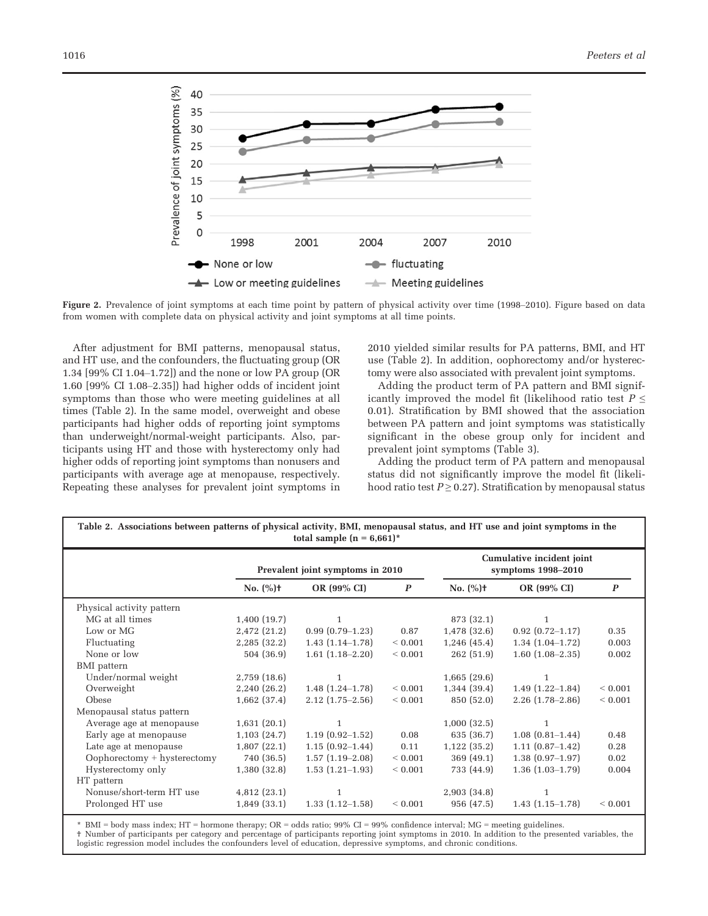Figure 2. Prevalence of joint symptoms at each time point by pattern of physical activity over time (1998–2010). Figure based on data from women with complete data on physical activity and joint symptoms at all time points.

After adjustment for BMI patterns, menopausal status, and HT use, and the confounders, the fluctuating group (OR 1.34 [99% CI 1.04–1.72]) and the none or low PA group (OR 1.60 [99% CI 1.08–2.35]) had higher odds of incident joint symptoms than those who were meeting guidelines at all times (Table 2). In the same model, overweight and obese participants had higher odds of reporting joint symptoms than underweight/normal-weight participants. Also, participants using HT and those with hysterectomy only had higher odds of reporting joint symptoms than nonusers and participants with average age at menopause, respectively. Repeating these analyses for prevalent joint symptoms in 2010 yielded similar results for PA patterns, BMI, and HT use (Table 2). In addition, oophorectomy and/or hysterectomy were also associated with prevalent joint symptoms.

Adding the product term of PA pattern and BMI significantly improved the model fit (likelihood ratio test $P \leq 0.01$). Stratification by BMI showed that the association between PA pattern and joint symptoms was statistically significant in the obese group only for incident and prevalent joint symptoms (Table 3).

Adding the product term of PA pattern and menopausal status did not significantly improve the model fit (likelihood ratio test $P \geq 0.27$). Stratification by menopausal status

**Table 2. Associations between patterns of physical activity, BMI, menopausal status, and HT use and joint symptoms in the total sample (n = 6,661)***

| | Prevalent joint symptoms in 2010 | | | Cumulative incident joint symptoms 1998–2010 | | |
|---|---|---|---|---|---|---|
| | No. (%)† | OR (99% CI) | *P* | No. (%)† | OR (99% CI) | *P* |
| Physical activity pattern | | | | | | |
| MG at all times | 1,400 (19.7) | 1 | | 873 (32.1) | 1 | |
| Low or MG | 2,472 (21.2) | 0.99 (0.79–1.23) | 0.87 | 1,478 (32.6) | 0.92 (0.72–1.17) | 0.35 |
| Fluctuating | 2,285 (32.2) | 1.43 (1.14–1.78) | < 0.001 | 1,246 (45.4) | 1.34 (1.04–1.72) | 0.003 |
| None or low | 504 (36.9) | 1.61 (1.18–2.20) | < 0.001 | 262 (51.9) | 1.60 (1.08–2.35) | 0.002 |
| BMI pattern | | | | | | |
| Under/normal weight | 2,759 (18.6) | 1 | | 1,665 (29.6) | 1 | |
| Overweight | 2,240 (26.2) | 1.48 (1.24–1.78) | < 0.001 | 1,344 (39.4) | 1.49 (1.22–1.84) | < 0.001 |
| Obese | 1,662 (37.4) | 2.12 (1.75–2.56) | < 0.001 | 850 (52.0) | 2.26 (1.78–2.86) | < 0.001 |
| Menopausal status pattern | | | | | | |
| Average age at menopause | 1,631 (20.1) | 1 | | 1,000 (32.5) | 1 | |
| Early age at menopause | 1,103 (24.7) | 1.19 (0.92–1.52) | 0.08 | 635 (36.7) | 1.08 (0.81–1.44) | 0.48 |
| Late age at menopause | 1,807 (22.1) | 1.15 (0.92–1.44) | 0.11 | 1,122 (35.2) | 1.11 (0.87–1.42) | 0.28 |
| Oophorectomy + hysterectomy | 740 (36.5) | 1.57 (1.19–2.08) | < 0.001 | 369 (49.1) | 1.38 (0.97–1.97) | 0.02 |
| Hysterectomy only | 1,380 (32.8) | 1.53 (1.21–1.93) | < 0.001 | 733 (44.9) | 1.36 (1.03–1.79) | 0.004 |
| HT pattern | | | | | | |
| Nonuse/short-term HT use | 4,812 (23.1) | 1 | | 2,903 (34.8) | 1 | |
| Prolonged HT use | 1,849 (33.1) | 1.33 (1.12–1.58) | < 0.001 | 956 (47.5) | 1.43 (1.15–1.78) | < 0.001 |

\* BMI = body mass index; HT = hormone therapy; OR = odds ratio; 99% CI = 99% confidence interval; MG = meeting guidelines.
† Number of participants per category and percentage of participants reporting joint symptoms in 2010. In addition to the presented variables, the logistic regression model includes the confounders level of education, depressive symptoms, and chronic conditions.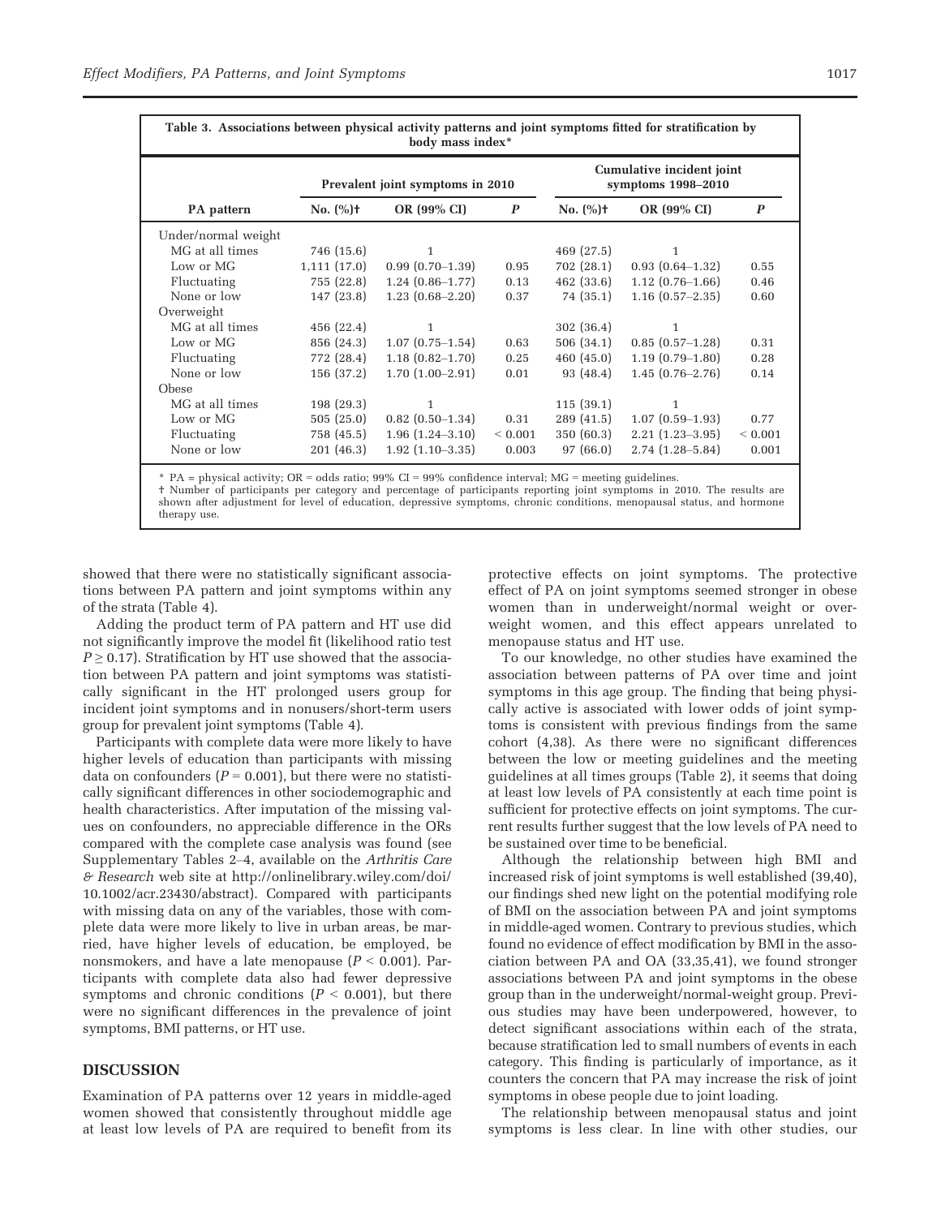**Table 3. Associations between physical activity patterns and joint symptoms fitted for stratification by body mass index***

| PA pattern | Prevalent joint symptoms in 2010 | | | Cumulative incident joint symptoms 1998–2010 | | |
|---|---|---|---|---|---|---|
| | No. (%)† | OR (99% CI) | *P* | No. (%)† | OR (99% CI) | *P* |
| Under/normal weight | | | | | | |
| MG at all times | 746 (15.6) | 1 | | 469 (27.5) | 1 | |
| Low or MG | 1,111 (17.0) | 0.99 (0.70–1.39) | 0.95 | 702 (28.1) | 0.93 (0.64–1.32) | 0.55 |
| Fluctuating | 755 (22.8) | 1.24 (0.86–1.77) | 0.13 | 462 (33.6) | 1.12 (0.76–1.66) | 0.46 |
| None or low | 147 (23.8) | 1.23 (0.68–2.20) | 0.37 | 74 (35.1) | 1.16 (0.57–2.35) | 0.60 |
| Overweight | | | | | | |
| MG at all times | 456 (22.4) | 1 | | 302 (36.4) | 1 | |
| Low or MG | 856 (24.3) | 1.07 (0.75–1.54) | 0.63 | 506 (34.1) | 0.85 (0.57–1.28) | 0.31 |
| Fluctuating | 772 (28.4) | 1.18 (0.82–1.70) | 0.25 | 460 (45.0) | 1.19 (0.79–1.80) | 0.28 |
| None or low | 156 (37.2) | 1.70 (1.00–2.91) | 0.01 | 93 (48.4) | 1.45 (0.76–2.76) | 0.14 |
| Obese | | | | | | |
| MG at all times | 198 (29.3) | 1 | | 115 (39.1) | 1 | |
| Low or MG | 505 (25.0) | 0.82 (0.50–1.34) | 0.31 | 289 (41.5) | 1.07 (0.59–1.93) | 0.77 |
| Fluctuating | 758 (45.5) | 1.96 (1.24–3.10) | < 0.001 | 350 (60.3) | 2.21 (1.23–3.95) | < 0.001 |
| None or low | 201 (46.3) | 1.92 (1.10–3.35) | 0.003 | 97 (66.0) | 2.74 (1.28–5.84) | 0.001 |

* PA = physical activity; OR = odds ratio; 99% CI = 99% confidence interval; MG = meeting guidelines.
† Number of participants per category and percentage of participants reporting joint symptoms in 2010. The results are shown after adjustment for level of education, depressive symptoms, chronic conditions, menopausal status, and hormone therapy use.

showed that there were no statistically significant associations between PA pattern and joint symptoms within any of the strata (Table 4).

Adding the product term of PA pattern and HT use did not significantly improve the model fit (likelihood ratio test $P \geq 0.17$). Stratification by HT use showed that the association between PA pattern and joint symptoms was statistically significant in the HT prolonged users group for incident joint symptoms and in nonusers/short-term users group for prevalent joint symptoms (Table 4).

Participants with complete data were more likely to have higher levels of education than participants with missing data on confounders ($P = 0.001$), but there were no statistically significant differences in other sociodemographic and health characteristics. After imputation of the missing values on confounders, no appreciable difference in the ORs compared with the complete case analysis was found (see Supplementary Tables 2–4, available on the *Arthritis Care & Research* web site at http://onlinelibrary.wiley.com/doi/10.1002/acr.23430/abstract). Compared with participants with missing data on any of the variables, those with complete data were more likely to live in urban areas, be married, have higher levels of education, be employed, be nonsmokers, and have a late menopause ($P < 0.001$). Participants with complete data also had fewer depressive symptoms and chronic conditions ($P < 0.001$), but there were no significant differences in the prevalence of joint symptoms, BMI patterns, or HT use.

## DISCUSSION

Examination of PA patterns over 12 years in middle-aged women showed that consistently throughout middle age at least low levels of PA are required to benefit from its protective effects on joint symptoms. The protective effect of PA on joint symptoms seemed stronger in obese women than in underweight/normal weight or overweight women, and this effect appears unrelated to menopause status and HT use.

To our knowledge, no other studies have examined the association between patterns of PA over time and joint symptoms in this age group. The finding that being physically active is associated with lower odds of joint symptoms is consistent with previous findings from the same cohort (4,38). As there were no significant differences between the low or meeting guidelines and the meeting guidelines at all times groups (Table 2), it seems that doing at least low levels of PA consistently at each time point is sufficient for protective effects on joint symptoms. The current results further suggest that the low levels of PA need to be sustained over time to be beneficial.

Although the relationship between high BMI and increased risk of joint symptoms is well established (39,40), our findings shed new light on the potential modifying role of BMI on the association between PA and joint symptoms in middle-aged women. Contrary to previous studies, which found no evidence of effect modification by BMI in the association between PA and OA (33,35,41), we found stronger associations between PA and joint symptoms in the obese group than in the underweight/normal-weight group. Previous studies may have been underpowered, however, to detect significant associations within each of the strata, because stratification led to small numbers of events in each category. This finding is particularly of importance, as it counters the concern that PA may increase the risk of joint symptoms in obese people due to joint loading.

The relationship between menopausal status and joint symptoms is less clear. In line with other studies, our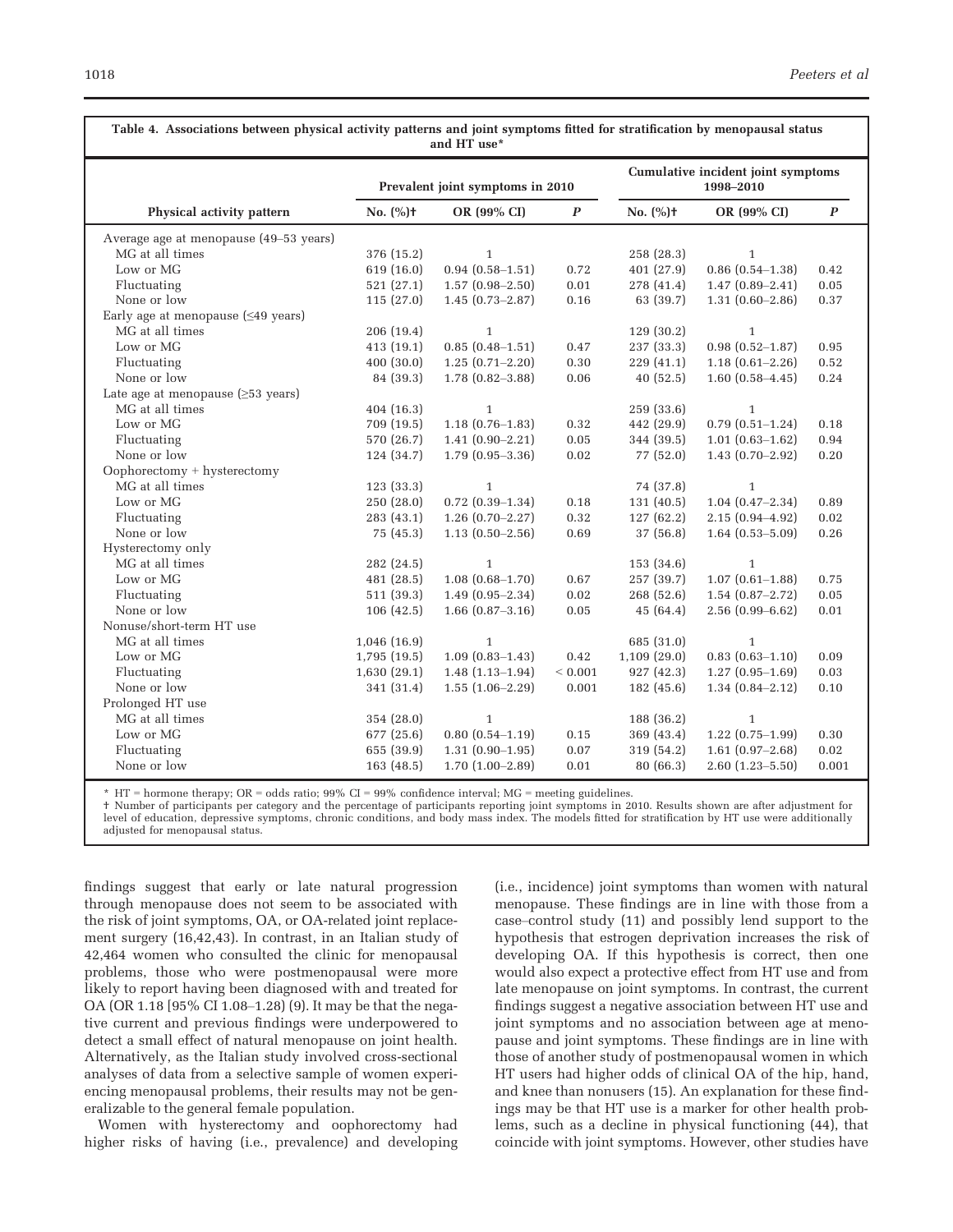**Table 4. Associations between physical activity patterns and joint symptoms fitted for stratification by menopausal status and HT use***

| Physical activity pattern | Prevalent joint symptoms in 2010 | | | Cumulative incident joint symptoms 1998–2010 | | |
|---|---|---|---|---|---|---|
| | No. (%)† | OR (99% CI) | *P* | No. (%)† | OR (99% CI) | *P* |
| Average age at menopause (49–53 years) | | | | | | |
| MG at all times | 376 (15.2) | 1 | | 258 (28.3) | 1 | |
| Low or MG | 619 (16.0) | 0.94 (0.58–1.51) | 0.72 | 401 (27.9) | 0.86 (0.54–1.38) | 0.42 |
| Fluctuating | 521 (27.1) | 1.57 (0.98–2.50) | 0.01 | 278 (41.4) | 1.47 (0.89–2.41) | 0.05 |
| None or low | 115 (27.0) | 1.45 (0.73–2.87) | 0.16 | 63 (39.7) | 1.31 (0.60–2.86) | 0.37 |
| Early age at menopause (≤49 years) | | | | | | |
| MG at all times | 206 (19.4) | 1 | | 129 (30.2) | 1 | |
| Low or MG | 413 (19.1) | 0.85 (0.48–1.51) | 0.47 | 237 (33.3) | 0.98 (0.52–1.87) | 0.95 |
| Fluctuating | 400 (30.0) | 1.25 (0.71–2.20) | 0.30 | 229 (41.1) | 1.18 (0.61–2.26) | 0.52 |
| None or low | 84 (39.3) | 1.78 (0.82–3.88) | 0.06 | 40 (52.5) | 1.60 (0.58–4.45) | 0.24 |
| Late age at menopause (≥53 years) | | | | | | |
| MG at all times | 404 (16.3) | 1 | | 259 (33.6) | 1 | |
| Low or MG | 709 (19.5) | 1.18 (0.76–1.83) | 0.32 | 442 (29.9) | 0.79 (0.51–1.24) | 0.18 |
| Fluctuating | 570 (26.7) | 1.41 (0.90–2.21) | 0.05 | 344 (39.5) | 1.01 (0.63–1.62) | 0.94 |
| None or low | 124 (34.7) | 1.79 (0.95–3.36) | 0.02 | 77 (52.0) | 1.43 (0.70–2.92) | 0.20 |
| Oophorectomy + hysterectomy | | | | | | |
| MG at all times | 123 (33.3) | 1 | | 74 (37.8) | 1 | |
| Low or MG | 250 (28.0) | 0.72 (0.39–1.34) | 0.18 | 131 (40.5) | 1.04 (0.47–2.34) | 0.89 |
| Fluctuating | 283 (43.1) | 1.26 (0.70–2.27) | 0.32 | 127 (62.2) | 2.15 (0.94–4.92) | 0.02 |
| None or low | 75 (45.3) | 1.13 (0.50–2.56) | 0.69 | 37 (56.8) | 1.64 (0.53–5.09) | 0.26 |
| Hysterectomy only | | | | | | |
| MG at all times | 282 (24.5) | 1 | | 153 (34.6) | 1 | |
| Low or MG | 481 (28.5) | 1.08 (0.68–1.70) | 0.67 | 257 (39.7) | 1.07 (0.61–1.88) | 0.75 |
| Fluctuating | 511 (39.3) | 1.49 (0.95–2.34) | 0.02 | 268 (52.6) | 1.54 (0.87–2.72) | 0.05 |
| None or low | 106 (42.5) | 1.66 (0.87–3.16) | 0.05 | 45 (64.4) | 2.56 (0.99–6.62) | 0.01 |
| Nonuse/short-term HT use | | | | | | |
| MG at all times | 1,046 (16.9) | 1 | | 685 (31.0) | 1 | |
| Low or MG | 1,795 (19.5) | 1.09 (0.83–1.43) | 0.42 | 1,109 (29.0) | 0.83 (0.63–1.10) | 0.09 |
| Fluctuating | 1,630 (29.1) | 1.48 (1.13–1.94) | < 0.001 | 927 (42.3) | 1.27 (0.95–1.69) | 0.03 |
| None or low | 341 (31.4) | 1.55 (1.06–2.29) | 0.001 | 182 (45.6) | 1.34 (0.84–2.12) | 0.10 |
| Prolonged HT use | | | | | | |
| MG at all times | 354 (28.0) | 1 | | 188 (36.2) | 1 | |
| Low or MG | 677 (25.6) | 0.80 (0.54–1.19) | 0.15 | 369 (43.4) | 1.22 (0.75–1.99) | 0.30 |
| Fluctuating | 655 (39.9) | 1.31 (0.90–1.95) | 0.07 | 319 (54.2) | 1.61 (0.97–2.68) | 0.02 |
| None or low | 163 (48.5) | 1.70 (1.00–2.89) | 0.01 | 80 (66.3) | 2.60 (1.23–5.50) | 0.001 |

* HT = hormone therapy; OR = odds ratio; 99% CI = 99% confidence interval; MG = meeting guidelines.
† Number of participants per category and the percentage of participants reporting joint symptoms in 2010. Results shown are after adjustment for level of education, depressive symptoms, chronic conditions, and body mass index. The models fitted for stratification by HT use were additionally adjusted for menopausal status.

findings suggest that early or late natural progression through menopause does not seem to be associated with the risk of joint symptoms, OA, or OA-related joint replacement surgery (16,42,43). In contrast, in an Italian study of 42,464 women who consulted the clinic for menopausal problems, those who were postmenopausal were more likely to report having been diagnosed with and treated for OA (OR 1.18 [95% CI 1.08–1.28) (9). It may be that the negative current and previous findings were underpowered to detect a small effect of natural menopause on joint health. Alternatively, as the Italian study involved cross-sectional analyses of data from a selective sample of women experiencing menopausal problems, their results may not be generalizable to the general female population.

Women with hysterectomy and oophorectomy had higher risks of having (i.e., prevalence) and developing (i.e., incidence) joint symptoms than women with natural menopause. These findings are in line with those from a case–control study (11) and possibly lend support to the hypothesis that estrogen deprivation increases the risk of developing OA. If this hypothesis is correct, then one would also expect a protective effect from HT use and from late menopause on joint symptoms. In contrast, the current findings suggest a negative association between HT use and joint symptoms and no association between age at menopause and joint symptoms. These findings are in line with those of another study of postmenopausal women in which HT users had higher odds of clinical OA of the hip, hand, and knee than nonusers (15). An explanation for these findings may be that HT use is a marker for other health problems, such as a decline in physical functioning (44), that coincide with joint symptoms. However, other studies have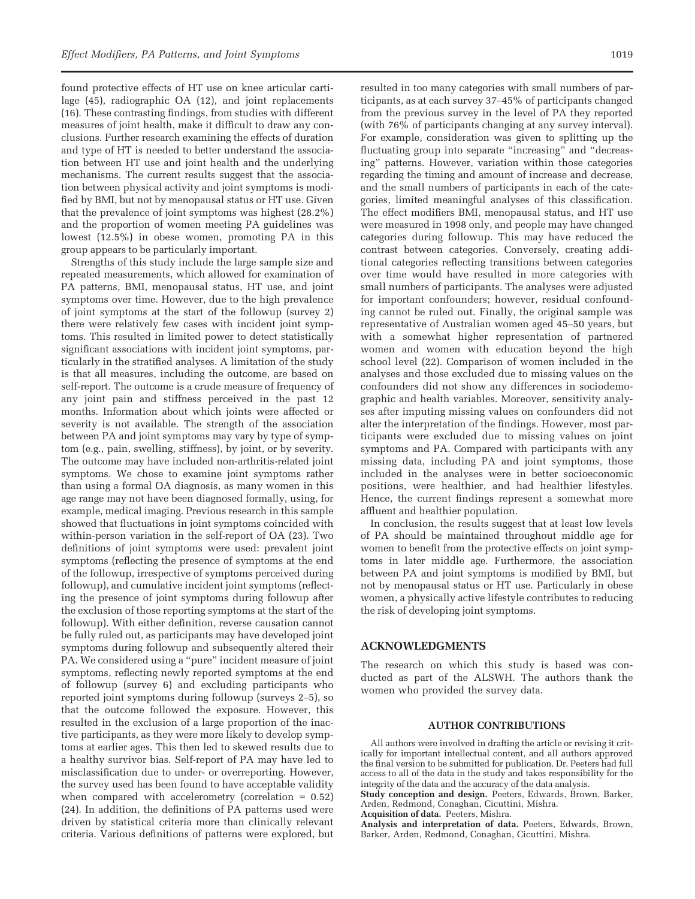found protective effects of HT use on knee articular cartilage (45), radiographic OA (12), and joint replacements (16). These contrasting findings, from studies with different measures of joint health, make it difficult to draw any conclusions. Further research examining the effects of duration and type of HT is needed to better understand the association between HT use and joint health and the underlying mechanisms. The current results suggest that the association between physical activity and joint symptoms is modified by BMI, but not by menopausal status or HT use. Given that the prevalence of joint symptoms was highest (28.2%) and the proportion of women meeting PA guidelines was lowest (12.5%) in obese women, promoting PA in this group appears to be particularly important.

Strengths of this study include the large sample size and repeated measurements, which allowed for examination of PA patterns, BMI, menopausal status, HT use, and joint symptoms over time. However, due to the high prevalence of joint symptoms at the start of the followup (survey 2) there were relatively few cases with incident joint symptoms. This resulted in limited power to detect statistically significant associations with incident joint symptoms, particularly in the stratified analyses. A limitation of the study is that all measures, including the outcome, are based on self-report. The outcome is a crude measure of frequency of any joint pain and stiffness perceived in the past 12 months. Information about which joints were affected or severity is not available. The strength of the association between PA and joint symptoms may vary by type of symptom (e.g., pain, swelling, stiffness), by joint, or by severity. The outcome may have included non-arthritis-related joint symptoms. We chose to examine joint symptoms rather than using a formal OA diagnosis, as many women in this age range may not have been diagnosed formally, using, for example, medical imaging. Previous research in this sample showed that fluctuations in joint symptoms coincided with within-person variation in the self-report of OA (23). Two definitions of joint symptoms were used: prevalent joint symptoms (reflecting the presence of symptoms at the end of the followup, irrespective of symptoms perceived during followup), and cumulative incident joint symptoms (reflecting the presence of joint symptoms during followup after the exclusion of those reporting symptoms at the start of the followup). With either definition, reverse causation cannot be fully ruled out, as participants may have developed joint symptoms during followup and subsequently altered their PA. We considered using a "pure" incident measure of joint symptoms, reflecting newly reported symptoms at the end of followup (survey 6) and excluding participants who reported joint symptoms during followup (surveys 2–5), so that the outcome followed the exposure. However, this resulted in the exclusion of a large proportion of the inactive participants, as they were more likely to develop symptoms at earlier ages. This then led to skewed results due to a healthy survivor bias. Self-report of PA may have led to misclassification due to under- or overreporting. However, the survey used has been found to have acceptable validity when compared with accelerometry (correlation = 0.52) (24). In addition, the definitions of PA patterns used were driven by statistical criteria more than clinically relevant criteria. Various definitions of patterns were explored, but resulted in too many categories with small numbers of participants, as at each survey 37–45% of participants changed from the previous survey in the level of PA they reported (with 76% of participants changing at any survey interval). For example, consideration was given to splitting up the fluctuating group into separate "increasing" and "decreasing" patterns. However, variation within those categories regarding the timing and amount of increase and decrease, and the small numbers of participants in each of the categories, limited meaningful analyses of this classification. The effect modifiers BMI, menopausal status, and HT use were measured in 1998 only, and people may have changed categories during followup. This may have reduced the contrast between categories. Conversely, creating additional categories reflecting transitions between categories over time would have resulted in more categories with small numbers of participants. The analyses were adjusted for important confounders; however, residual confounding cannot be ruled out. Finally, the original sample was representative of Australian women aged 45–50 years, but with a somewhat higher representation of partnered women and women with education beyond the high school level (22). Comparison of women included in the analyses and those excluded due to missing values on the confounders did not show any differences in sociodemographic and health variables. Moreover, sensitivity analyses after imputing missing values on confounders did not alter the interpretation of the findings. However, most participants were excluded due to missing values on joint symptoms and PA. Compared with participants with any missing data, including PA and joint symptoms, those included in the analyses were in better socioeconomic positions, were healthier, and had healthier lifestyles. Hence, the current findings represent a somewhat more affluent and healthier population.

In conclusion, the results suggest that at least low levels of PA should be maintained throughout middle age for women to benefit from the protective effects on joint symptoms in later middle age. Furthermore, the association between PA and joint symptoms is modified by BMI, but not by menopausal status or HT use. Particularly in obese women, a physically active lifestyle contributes to reducing the risk of developing joint symptoms.

## ACKNOWLEDGMENTS

The research on which this study is based was conducted as part of the ALSWH. The authors thank the women who provided the survey data.

## AUTHOR CONTRIBUTIONS

All authors were involved in drafting the article or revising it critically for important intellectual content, and all authors approved the final version to be submitted for publication. Dr. Peeters had full access to all of the data in the study and takes responsibility for the integrity of the data and the accuracy of the data analysis.

**Study conception and design.** Peeters, Edwards, Brown, Barker, Arden, Redmond, Conaghan, Cicuttini, Mishra.

**Acquisition of data.** Peeters, Mishra.

**Analysis and interpretation of data.** Peeters, Edwards, Brown, Barker, Arden, Redmond, Conaghan, Cicuttini, Mishra.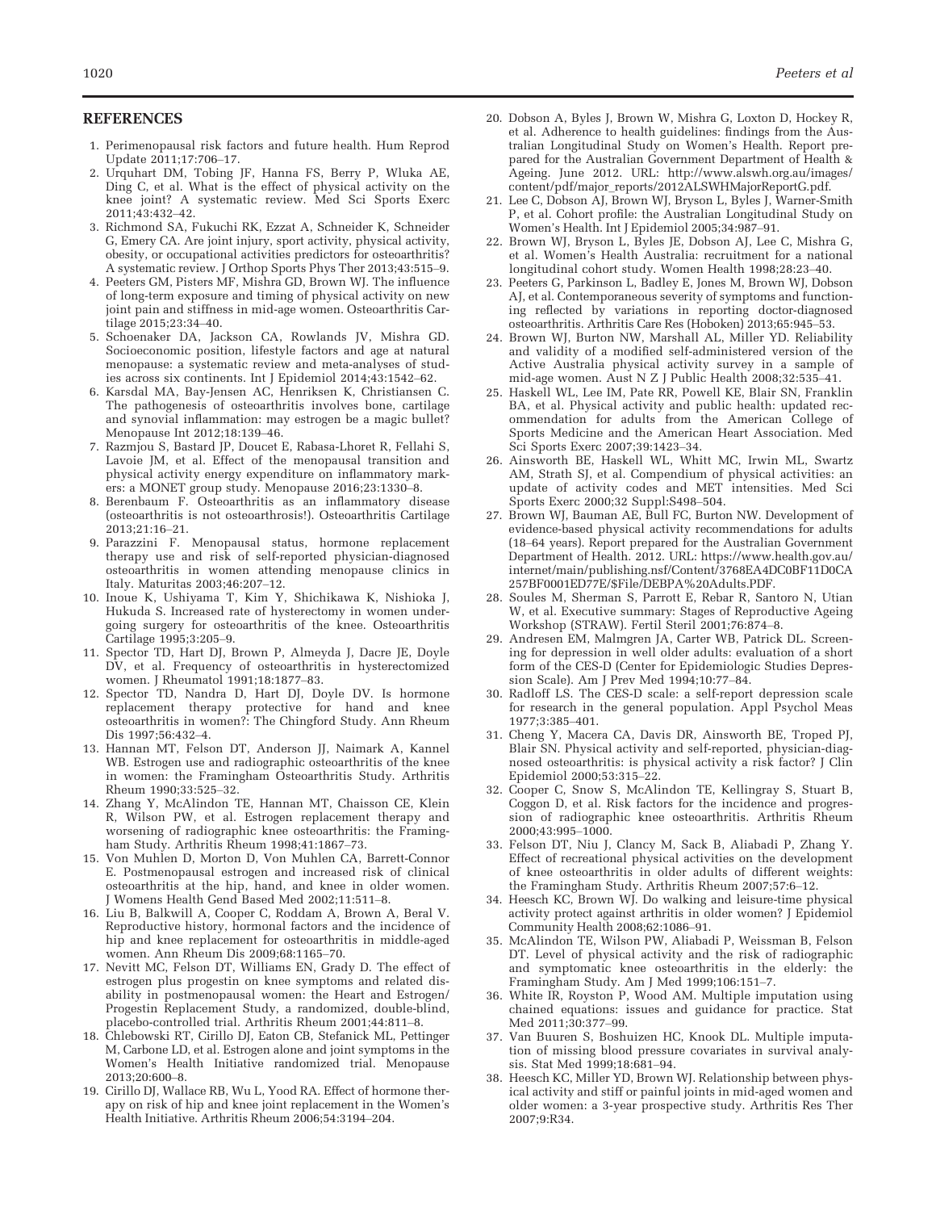## REFERENCES

1. Perimenopausal risk factors and future health. Hum Reprod Update 2011;17:706–17.
2. Urquhart DM, Tobing JF, Hanna FS, Berry P, Wluka AE, Ding C, et al. What is the effect of physical activity on the knee joint? A systematic review. Med Sci Sports Exerc 2011;43:432–42.
3. Richmond SA, Fukuchi RK, Ezzat A, Schneider K, Schneider G, Emery CA. Are joint injury, sport activity, physical activity, obesity, or occupational activities predictors for osteoarthritis? A systematic review. J Orthop Sports Phys Ther 2013;43:515–9.
4. Peeters GM, Pisters MF, Mishra GD, Brown WJ. The influence of long-term exposure and timing of physical activity on new joint pain and stiffness in mid-age women. Osteoarthritis Cartilage 2015;23:34–40.
5. Schoenaker DA, Jackson CA, Rowlands JV, Mishra GD. Socioeconomic position, lifestyle factors and age at natural menopause: a systematic review and meta-analyses of studies across six continents. Int J Epidemiol 2014;43:1542–62.
6. Karsdal MA, Bay-Jensen AC, Henriksen K, Christiansen C. The pathogenesis of osteoarthritis involves bone, cartilage and synovial inflammation: may estrogen be a magic bullet? Menopause Int 2012;18:139–46.
7. Razmjou S, Bastard JP, Doucet E, Rabasa-Lhoret R, Fellahi S, Lavoie JM, et al. Effect of the menopausal transition and physical activity energy expenditure on inflammatory markers: a MONET group study. Menopause 2016;23:1330–8.
8. Berenbaum F. Osteoarthritis as an inflammatory disease (osteoarthritis is not osteoarthrosis!). Osteoarthritis Cartilage 2013;21:16–21.
9. Parazzini F. Menopausal status, hormone replacement therapy use and risk of self-reported physician-diagnosed osteoarthritis in women attending menopause clinics in Italy. Maturitas 2003;46:207–12.
10. Inoue K, Ushiyama T, Kim Y, Shichikawa K, Nishioka J, Hukuda S. Increased rate of hysterectomy in women undergoing surgery for osteoarthritis of the knee. Osteoarthritis Cartilage 1995;3:205–9.
11. Spector TD, Hart DJ, Brown P, Almeyda J, Dacre JE, Doyle DV, et al. Frequency of osteoarthritis in hysterectomized women. J Rheumatol 1991;18:1877–83.
12. Spector TD, Nandra D, Hart DJ, Doyle DV. Is hormone replacement therapy protective for hand and knee osteoarthritis in women?: The Chingford Study. Ann Rheum Dis 1997;56:432–4.
13. Hannan MT, Felson DT, Anderson JJ, Naimark A, Kannel WB. Estrogen use and radiographic osteoarthritis of the knee in women: the Framingham Osteoarthritis Study. Arthritis Rheum 1990;33:525–32.
14. Zhang Y, McAlindon TE, Hannan MT, Chaisson CE, Klein R, Wilson PW, et al. Estrogen replacement therapy and worsening of radiographic knee osteoarthritis: the Framingham Study. Arthritis Rheum 1998;41:1867–73.
15. Von Muhlen D, Morton D, Von Muhlen CA, Barrett-Connor E. Postmenopausal estrogen and increased risk of clinical osteoarthritis at the hip, hand, and knee in older women. J Womens Health Gend Based Med 2002;11:511–8.
16. Liu B, Balkwill A, Cooper C, Roddam A, Brown A, Beral V. Reproductive history, hormonal factors and the incidence of hip and knee replacement for osteoarthritis in middle-aged women. Ann Rheum Dis 2009;68:1165–70.
17. Nevitt MC, Felson DT, Williams EN, Grady D. The effect of estrogen plus progestin on knee symptoms and related disability in postmenopausal women: the Heart and Estrogen/Progestin Replacement Study, a randomized, double-blind, placebo-controlled trial. Arthritis Rheum 2001;44:811–8.
18. Chlebowski RT, Cirillo DJ, Eaton CB, Stefanick ML, Pettinger M, Carbone LD, et al. Estrogen alone and joint symptoms in the Women's Health Initiative randomized trial. Menopause 2013;20:600–8.
19. Cirillo DJ, Wallace RB, Wu L, Yood RA. Effect of hormone therapy on risk of hip and knee joint replacement in the Women's Health Initiative. Arthritis Rheum 2006;54:3194–204.
20. Dobson A, Byles J, Brown W, Mishra G, Loxton D, Hockey R, et al. Adherence to health guidelines: findings from the Australian Longitudinal Study on Women's Health. Report prepared for the Australian Government Department of Health & Ageing. June 2012. URL: http://www.alswh.org.au/images/content/pdf/major_reports/2012ALSWHMajorReportG.pdf.
21. Lee C, Dobson AJ, Brown WJ, Bryson L, Byles J, Warner-Smith P, et al. Cohort profile: the Australian Longitudinal Study on Women's Health. Int J Epidemiol 2005;34:987–91.
22. Brown WJ, Bryson L, Byles JE, Dobson AJ, Lee C, Mishra G, et al. Women's Health Australia: recruitment for a national longitudinal cohort study. Women Health 1998;28:23–40.
23. Peeters G, Parkinson L, Badley E, Jones M, Brown WJ, Dobson AJ, et al. Contemporaneous severity of symptoms and functioning reflected by variations in reporting doctor-diagnosed osteoarthritis. Arthritis Care Res (Hoboken) 2013;65:945–53.
24. Brown WJ, Burton NW, Marshall AL, Miller YD. Reliability and validity of a modified self-administered version of the Active Australia physical activity survey in a sample of mid-age women. Aust N Z J Public Health 2008;32:535–41.
25. Haskell WL, Lee IM, Pate RR, Powell KE, Blair SN, Franklin BA, et al. Physical activity and public health: updated recommendation for adults from the American College of Sports Medicine and the American Heart Association. Med Sci Sports Exerc 2007;39:1423–34.
26. Ainsworth BE, Haskell WL, Whitt MC, Irwin ML, Swartz AM, Strath SJ, et al. Compendium of physical activities: an update of activity codes and MET intensities. Med Sci Sports Exerc 2000;32 Suppl:S498–504.
27. Brown WJ, Bauman AE, Bull FC, Burton NW. Development of evidence-based physical activity recommendations for adults (18–64 years). Report prepared for the Australian Government Department of Health. 2012. URL: https://www.health.gov.au/internet/main/publishing.nsf/Content/3768EA4DC0BF11D0CA257BF0001ED77E/$File/DEBPA%20Adults.PDF.
28. Soules M, Sherman S, Parrott E, Rebar R, Santoro N, Utian W, et al. Executive summary: Stages of Reproductive Ageing Workshop (STRAW). Fertil Steril 2001;76:874–8.
29. Andresen EM, Malmgren JA, Carter WB, Patrick DL. Screening for depression in well older adults: evaluation of a short form of the CES-D (Center for Epidemiologic Studies Depression Scale). Am J Prev Med 1994;10:77–84.
30. Radloff LS. The CES-D scale: a self-report depression scale for research in the general population. Appl Psychol Meas 1977;3:385–401.
31. Cheng Y, Macera CA, Davis DR, Ainsworth BE, Troped PJ, Blair SN. Physical activity and self-reported, physician-diagnosed osteoarthritis: is physical activity a risk factor? J Clin Epidemiol 2000;53:315–22.
32. Cooper C, Snow S, McAlindon TE, Kellingray S, Stuart B, Coggon D, et al. Risk factors for the incidence and progression of radiographic knee osteoarthritis. Arthritis Rheum 2000;43:995–1000.
33. Felson DT, Niu J, Clancy M, Sack B, Aliabadi P, Zhang Y. Effect of recreational physical activities on the development of knee osteoarthritis in older adults of different weights: the Framingham Study. Arthritis Rheum 2007;57:6–12.
34. Heesch KC, Brown WJ. Do walking and leisure-time physical activity protect against arthritis in older women? J Epidemiol Community Health 2008;62:1086–91.
35. McAlindon TE, Wilson PW, Aliabadi P, Weissman B, Felson DT. Level of physical activity and the risk of radiographic and symptomatic knee osteoarthritis in the elderly: the Framingham Study. Am J Med 1999;106:151–7.
36. White IR, Royston P, Wood AM. Multiple imputation using chained equations: issues and guidance for practice. Stat Med 2011;30:377–99.
37. Van Buuren S, Boshuizen HC, Knook DL. Multiple imputation of missing blood pressure covariates in survival analysis. Stat Med 1999;18:681–94.
38. Heesch KC, Miller YD, Brown WJ. Relationship between physical activity and stiff or painful joints in mid-aged women and older women: a 3-year prospective study. Arthritis Res Ther 2007;9:R34.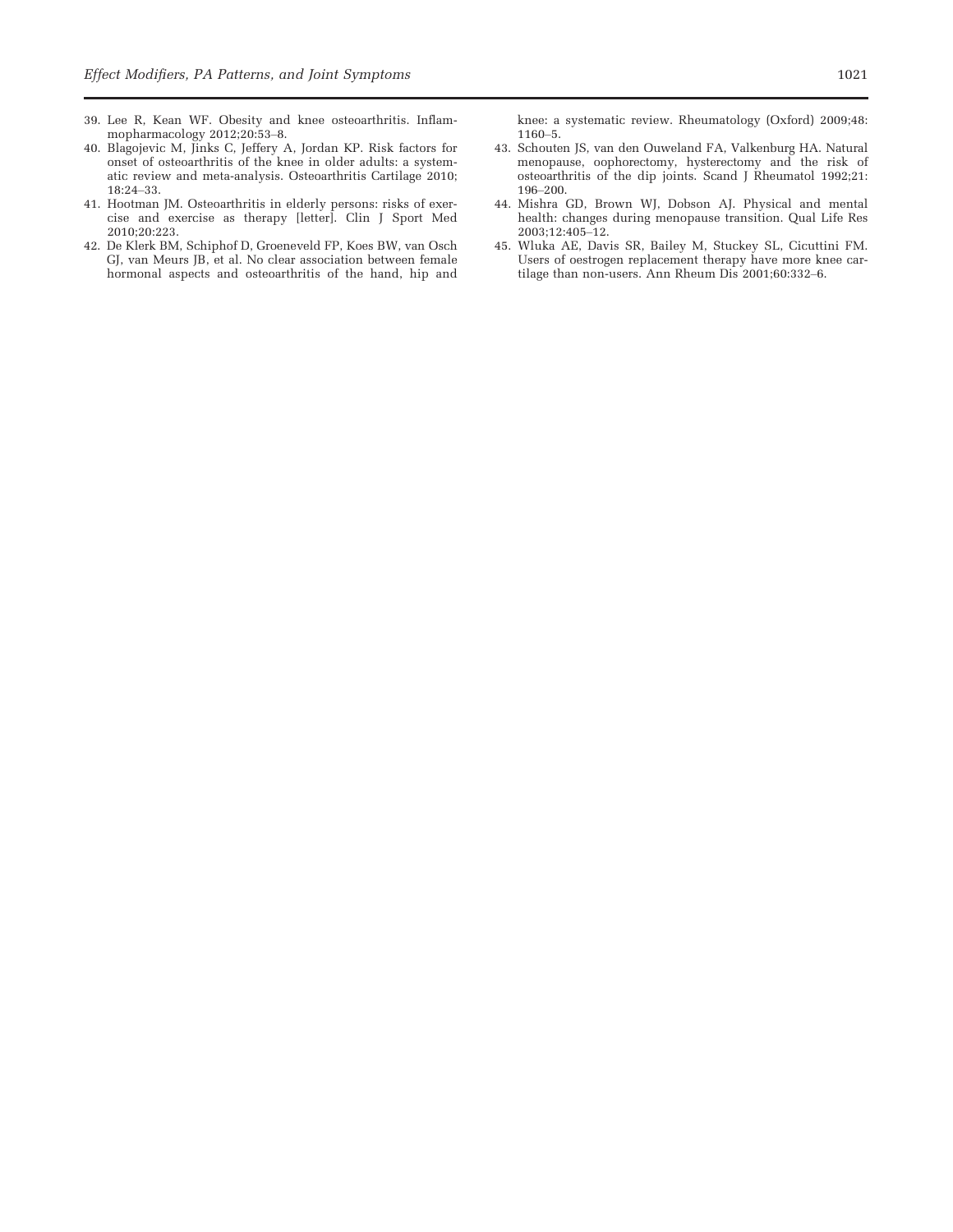39. Lee R, Kean WF. Obesity and knee osteoarthritis. Inflammopharmacology 2012;20:53–8.
40. Blagojevic M, Jinks C, Jeffery A, Jordan KP. Risk factors for onset of osteoarthritis of the knee in older adults: a systematic review and meta-analysis. Osteoarthritis Cartilage 2010; 18:24–33.
41. Hootman JM. Osteoarthritis in elderly persons: risks of exercise and exercise as therapy [letter]. Clin J Sport Med 2010;20:223.
42. De Klerk BM, Schiphof D, Groeneveld FP, Koes BW, van Osch GJ, van Meurs JB, et al. No clear association between female hormonal aspects and osteoarthritis of the hand, hip and knee: a systematic review. Rheumatology (Oxford) 2009;48: 1160–5.
43. Schouten JS, van den Ouweland FA, Valkenburg HA. Natural menopause, oophorectomy, hysterectomy and the risk of osteoarthritis of the dip joints. Scand J Rheumatol 1992;21: 196–200.
44. Mishra GD, Brown WJ, Dobson AJ. Physical and mental health: changes during menopause transition. Qual Life Res 2003;12:405–12.
45. Wluka AE, Davis SR, Bailey M, Stuckey SL, Cicuttini FM. Users of oestrogen replacement therapy have more knee cartilage than non-users. Ann Rheum Dis 2001;60:332–6.